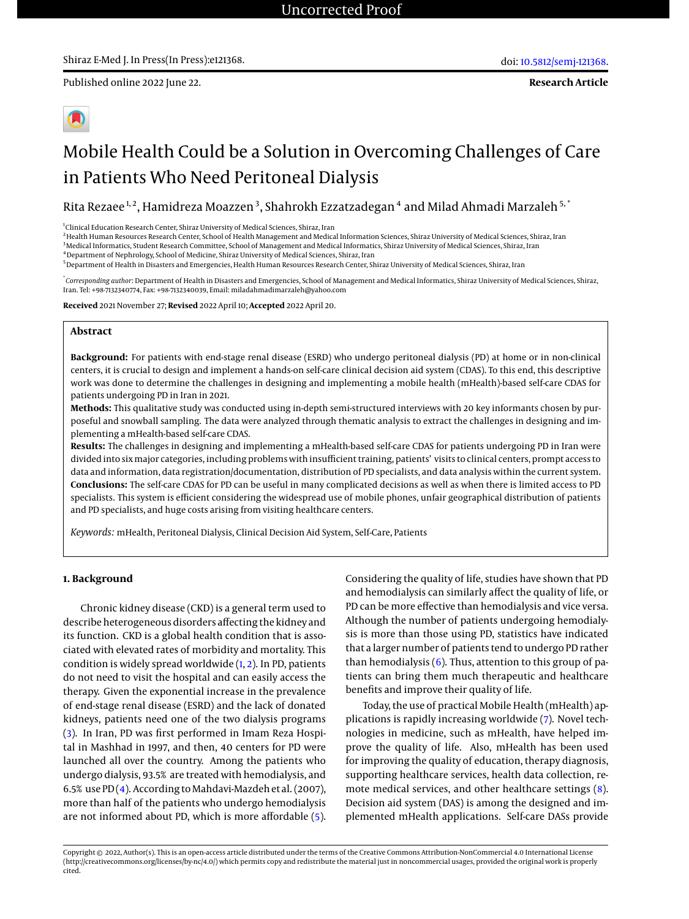Uncorrected Proof

Published online 2022 June 22.

doi: 10.5812/semj-121368.

**Research Article**

# Mobile Health Could be a Solution in Overcoming Challenges of Care in Patients Who Need Peritoneal Dialysis

Rita Rezaee [1, 2], Hamidreza Moazzen [3], Shahrokh Ezzatzadegan [4] and Milad Ahmadi Marzaleh [5, *]

[1]Clinical Education Research Center, Shiraz University of Medical Sciences, Shiraz, Iran
[2]Health Human Resources Research Center, School of Health Management and Medical Information Sciences, Shiraz University of Medical Sciences, Shiraz, Iran
[3]Medical Informatics, Student Research Committee, School of Management and Medical Informatics, Shiraz University of Medical Sciences, Shiraz, Iran
[4]Department of Nephrology, School of Medicine, Shiraz University of Medical Sciences, Shiraz, Iran
[5]Department of Health in Disasters and Emergencies, Health Human Resources Research Center, Shiraz University of Medical Sciences, Shiraz, Iran

[*]*Corresponding author*: Department of Health in Disasters and Emergencies, School of Management and Medical Informatics, Shiraz University of Medical Sciences, Shiraz, Iran. Tel: +98-7132340774, Fax: +98-7132340039, Email: miladahmadimarzaleh@yahoo.com

**Received** 2021 November 27; **Revised** 2022 April 10; **Accepted** 2022 April 20.

## Abstract

**Background:** For patients with end-stage renal disease (ESRD) who undergo peritoneal dialysis (PD) at home or in non-clinical centers, it is crucial to design and implement a hands-on self-care clinical decision aid system (CDAS). To this end, this descriptive work was done to determine the challenges in designing and implementing a mobile health (mHealth)-based self-care CDAS for patients undergoing PD in Iran in 2021.

**Methods:** This qualitative study was conducted using in-depth semi-structured interviews with 20 key informants chosen by purposeful and snowball sampling. The data were analyzed through thematic analysis to extract the challenges in designing and implementing a mHealth-based self-care CDAS.

**Results:** The challenges in designing and implementing a mHealth-based self-care CDAS for patients undergoing PD in Iran were divided into six major categories, including problems with insufficient training, patients' visits to clinical centers, prompt access to data and information, data registration/documentation, distribution of PD specialists, and data analysis within the current system.

**Conclusions:** The self-care CDAS for PD can be useful in many complicated decisions as well as when there is limited access to PD specialists. This system is efficient considering the widespread use of mobile phones, unfair geographical distribution of patients and PD specialists, and huge costs arising from visiting healthcare centers.

*Keywords:* mHealth, Peritoneal Dialysis, Clinical Decision Aid System, Self-Care, Patients

## 1. Background

Chronic kidney disease (CKD) is a general term used to describe heterogeneous disorders affecting the kidney and its function. CKD is a global health condition that is associated with elevated rates of morbidity and mortality. This condition is widely spread worldwide (1, 2). In PD, patients do not need to visit the hospital and can easily access the therapy. Given the exponential increase in the prevalence of end-stage renal disease (ESRD) and the lack of donated kidneys, patients need one of the two dialysis programs (3). In Iran, PD was first performed in Imam Reza Hospital in Mashhad in 1997, and then, 40 centers for PD were launched all over the country. Among the patients who undergo dialysis, 93.5% are treated with hemodialysis, and 6.5% use PD (4). According to Mahdavi-Mazdeh et al. (2007), more than half of the patients who undergo hemodialysis are not informed about PD, which is more affordable (5). Considering the quality of life, studies have shown that PD and hemodialysis can similarly affect the quality of life, or PD can be more effective than hemodialysis and vice versa. Although the number of patients undergoing hemodialysis is more than those using PD, statistics have indicated that a larger number of patients tend to undergo PD rather than hemodialysis (6). Thus, attention to this group of patients can bring them much therapeutic and healthcare benefits and improve their quality of life.

Today, the use of practical Mobile Health (mHealth) applications is rapidly increasing worldwide (7). Novel technologies in medicine, such as mHealth, have helped improve the quality of life. Also, mHealth has been used for improving the quality of education, therapy diagnosis, supporting healthcare services, health data collection, remote medical services, and other healthcare settings (8). Decision aid system (DAS) is among the designed and implemented mHealth applications. Self-care DASs provide

Copyright © 2022, Author(s). This is an open-access article distributed under the terms of the Creative Commons Attribution-NonCommercial 4.0 International License (http://creativecommons.org/licenses/by-nc/4.0/) which permits copy and redistribute the material just in noncommercial usages, provided the original work is properly cited.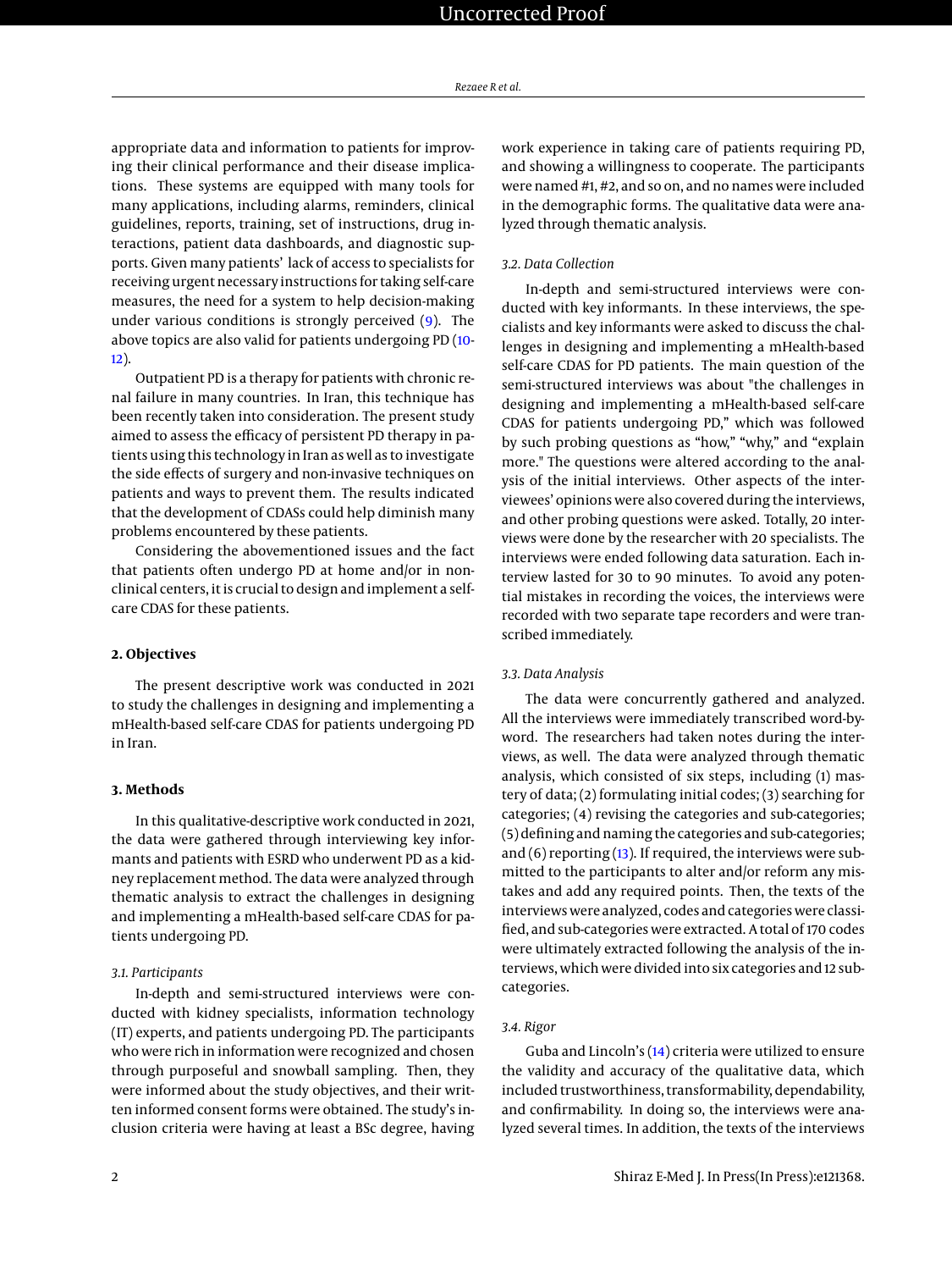appropriate data and information to patients for improving their clinical performance and their disease implications. These systems are equipped with many tools for many applications, including alarms, reminders, clinical guidelines, reports, training, set of instructions, drug interactions, patient data dashboards, and diagnostic supports. Given many patients' lack of access to specialists for receiving urgent necessary instructions for taking self-care measures, the need for a system to help decision-making under various conditions is strongly perceived (9). The above topics are also valid for patients undergoing PD (10-12).

Outpatient PD is a therapy for patients with chronic renal failure in many countries. In Iran, this technique has been recently taken into consideration. The present study aimed to assess the efficacy of persistent PD therapy in patients using this technology in Iran as well as to investigate the side effects of surgery and non-invasive techniques on patients and ways to prevent them. The results indicated that the development of CDASs could help diminish many problems encountered by these patients.

Considering the abovementioned issues and the fact that patients often undergo PD at home and/or in non-clinical centers, it is crucial to design and implement a self-care CDAS for these patients.

## 2. Objectives

The present descriptive work was conducted in 2021 to study the challenges in designing and implementing a mHealth-based self-care CDAS for patients undergoing PD in Iran.

## 3. Methods

In this qualitative-descriptive work conducted in 2021, the data were gathered through interviewing key informants and patients with ESRD who underwent PD as a kidney replacement method. The data were analyzed through thematic analysis to extract the challenges in designing and implementing a mHealth-based self-care CDAS for patients undergoing PD.

### 3.1. Participants

In-depth and semi-structured interviews were conducted with kidney specialists, information technology (IT) experts, and patients undergoing PD. The participants who were rich in information were recognized and chosen through purposeful and snowball sampling. Then, they were informed about the study objectives, and their written informed consent forms were obtained. The study's inclusion criteria were having at least a BSc degree, having work experience in taking care of patients requiring PD, and showing a willingness to cooperate. The participants were named #1, #2, and so on, and no names were included in the demographic forms. The qualitative data were analyzed through thematic analysis.

### 3.2. Data Collection

In-depth and semi-structured interviews were conducted with key informants. In these interviews, the specialists and key informants were asked to discuss the challenges in designing and implementing a mHealth-based self-care CDAS for PD patients. The main question of the semi-structured interviews was about "the challenges in designing and implementing a mHealth-based self-care CDAS for patients undergoing PD," which was followed by such probing questions as "how," "why," and "explain more." The questions were altered according to the analysis of the initial interviews. Other aspects of the interviewees' opinions were also covered during the interviews, and other probing questions were asked. Totally, 20 interviews were done by the researcher with 20 specialists. The interviews were ended following data saturation. Each interview lasted for 30 to 90 minutes. To avoid any potential mistakes in recording the voices, the interviews were recorded with two separate tape recorders and were transcribed immediately.

### 3.3. Data Analysis

The data were concurrently gathered and analyzed. All the interviews were immediately transcribed word-by-word. The researchers had taken notes during the interviews, as well. The data were analyzed through thematic analysis, which consisted of six steps, including (1) mastery of data; (2) formulating initial codes; (3) searching for categories; (4) revising the categories and sub-categories; (5) defining and naming the categories and sub-categories; and (6) reporting (13). If required, the interviews were submitted to the participants to alter and/or reform any mistakes and add any required points. Then, the texts of the interviews were analyzed, codes and categories were classified, and sub-categories were extracted. A total of 170 codes were ultimately extracted following the analysis of the interviews, which were divided into six categories and 12 sub-categories.

### 3.4. Rigor

Guba and Lincoln's (14) criteria were utilized to ensure the validity and accuracy of the qualitative data, which included trustworthiness, transformability, dependability, and confirmability. In doing so, the interviews were analyzed several times. In addition, the texts of the interviews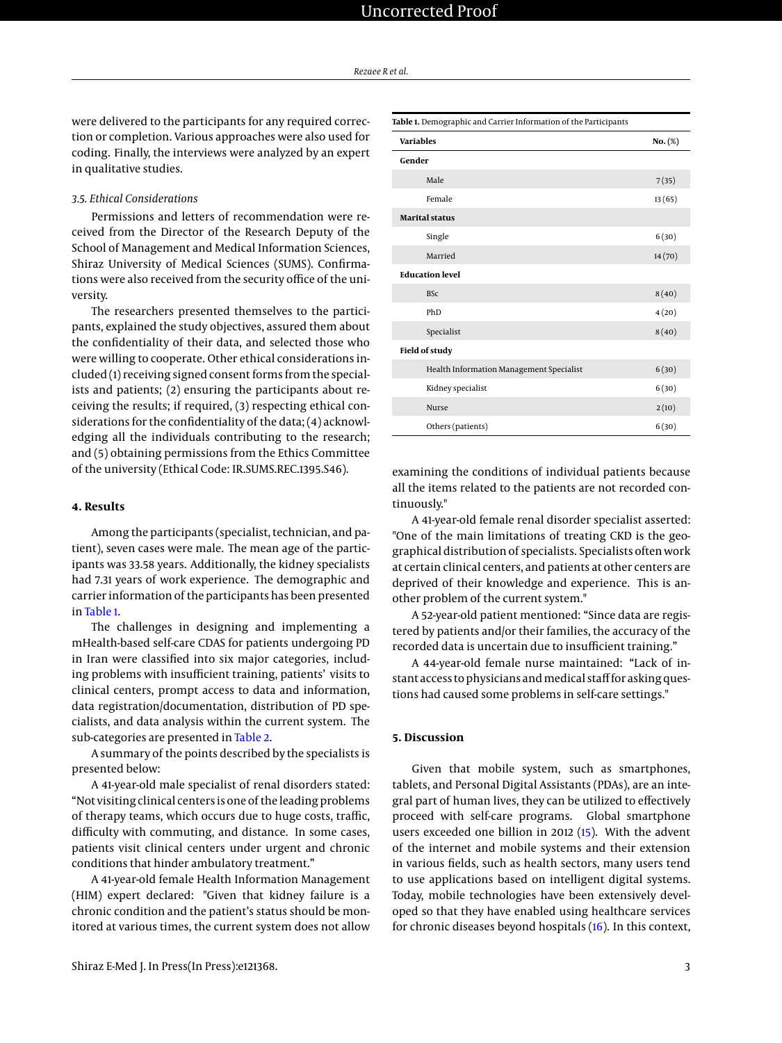were delivered to the participants for any required correction or completion. Various approaches were also used for coding. Finally, the interviews were analyzed by an expert in qualitative studies.

### 3.5. Ethical Considerations

Permissions and letters of recommendation were received from the Director of the Research Deputy of the School of Management and Medical Information Sciences, Shiraz University of Medical Sciences (SUMS). Confirmations were also received from the security office of the university.

The researchers presented themselves to the participants, explained the study objectives, assured them about the confidentiality of their data, and selected those who were willing to cooperate. Other ethical considerations included (1) receiving signed consent forms from the specialists and patients; (2) ensuring the participants about receiving the results; if required, (3) respecting ethical considerations for the confidentiality of the data; (4) acknowledging all the individuals contributing to the research; and (5) obtaining permissions from the Ethics Committee of the university (Ethical Code: IR.SUMS.REC.1395.S46).

## 4. Results

Among the participants (specialist, technician, and patient), seven cases were male. The mean age of the participants was 33.58 years. Additionally, the kidney specialists had 7.31 years of work experience. The demographic and carrier information of the participants has been presented in Table 1.

**Table 1.** Demographic and Carrier Information of the Participants

| Variables | No. (%) |
|---|---|
| **Gender** | |
| Male | 7 (35) |
| Female | 13 (65) |
| **Marital status** | |
| Single | 6 (30) |
| Married | 14 (70) |
| **Education level** | |
| BSc | 8 (40) |
| PhD | 4 (20) |
| Specialist | 8 (40) |
| **Field of study** | |
| Health Information Management Specialist | 6 (30) |
| Kidney specialist | 6 (30) |
| Nurse | 2 (10) |
| Others (patients) | 6 (30) |

The challenges in designing and implementing a mHealth-based self-care CDAS for patients undergoing PD in Iran were classified into six major categories, including problems with insufficient training, patients' visits to clinical centers, prompt access to data and information, data registration/documentation, distribution of PD specialists, and data analysis within the current system. The sub-categories are presented in Table 2.

A summary of the points described by the specialists is presented below:

A 41-year-old male specialist of renal disorders stated: "Not visiting clinical centers is one of the leading problems of therapy teams, which occurs due to huge costs, traffic, difficulty with commuting, and distance. In some cases, patients visit clinical centers under urgent and chronic conditions that hinder ambulatory treatment."

A 41-year-old female Health Information Management (HIM) expert declared: "Given that kidney failure is a chronic condition and the patient's status should be monitored at various times, the current system does not allow examining the conditions of individual patients because all the items related to the patients are not recorded continuously."

A 41-year-old female renal disorder specialist asserted: "One of the main limitations of treating CKD is the geographical distribution of specialists. Specialists often work at certain clinical centers, and patients at other centers are deprived of their knowledge and experience. This is another problem of the current system."

A 52-year-old patient mentioned: "Since data are registered by patients and/or their families, the accuracy of the recorded data is uncertain due to insufficient training."

A 44-year-old female nurse maintained: "Lack of instant access to physicians and medical staff for asking questions had caused some problems in self-care settings."

## 5. Discussion

Given that mobile system, such as smartphones, tablets, and Personal Digital Assistants (PDAs), are an integral part of human lives, they can be utilized to effectively proceed with self-care programs. Global smartphone users exceeded one billion in 2012 (15). With the advent of the internet and mobile systems and their extension in various fields, such as health sectors, many users tend to use applications based on intelligent digital systems. Today, mobile technologies have been extensively developed so that they have enabled using healthcare services for chronic diseases beyond hospitals (16). In this context,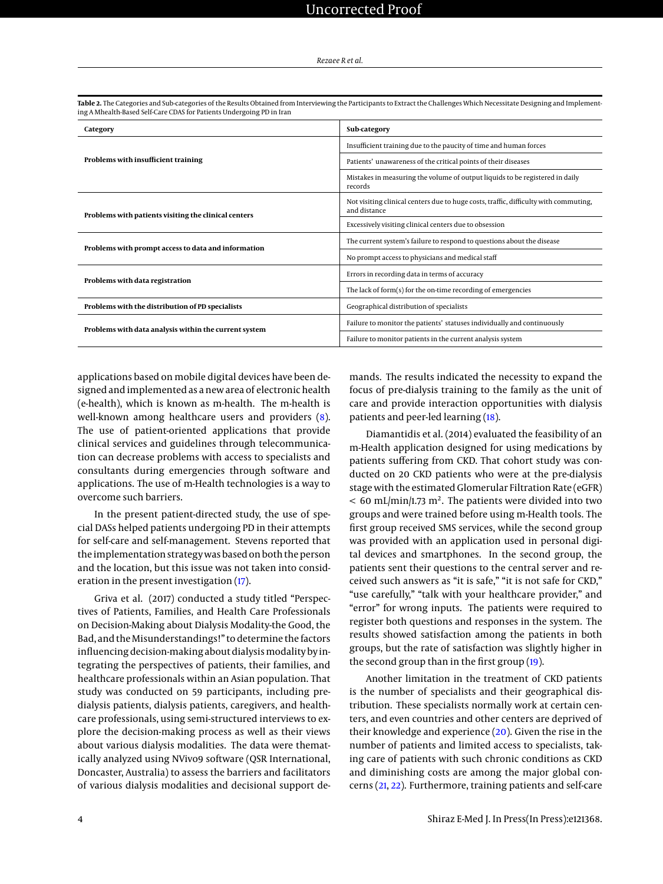**Table 2.** The Categories and Sub-categories of the Results Obtained from Interviewing the Participants to Extract the Challenges Which Necessitate Designing and Implementing A Mhealth-Based Self-Care CDAS for Patients Undergoing PD in Iran

| Category | Sub-category |
|---|---|
| **Problems with insufficient training** | Insufficient training due to the paucity of time and human forces |
| | Patients' unawareness of the critical points of their diseases |
| | Mistakes in measuring the volume of output liquids to be registered in daily records |
| **Problems with patients visiting the clinical centers** | Not visiting clinical centers due to huge costs, traffic, difficulty with commuting, and distance |
| | Excessively visiting clinical centers due to obsession |
| **Problems with prompt access to data and information** | The current system's failure to respond to questions about the disease |
| | No prompt access to physicians and medical staff |
| **Problems with data registration** | Errors in recording data in terms of accuracy |
| | The lack of form(s) for the on-time recording of emergencies |
| **Problems with the distribution of PD specialists** | Geographical distribution of specialists |
| **Problems with data analysis within the current system** | Failure to monitor the patients' statuses individually and continuously |
| | Failure to monitor patients in the current analysis system |

applications based on mobile digital devices have been designed and implemented as a new area of electronic health (e-health), which is known as m-health. The m-health is well-known among healthcare users and providers (8). The use of patient-oriented applications that provide clinical services and guidelines through telecommunication can decrease problems with access to specialists and consultants during emergencies through software and applications. The use of m-Health technologies is a way to overcome such barriers.

In the present patient-directed study, the use of special DASs helped patients undergoing PD in their attempts for self-care and self-management. Stevens reported that the implementation strategy was based on both the person and the location, but this issue was not taken into consideration in the present investigation (17).

Griva et al. (2017) conducted a study titled "Perspectives of Patients, Families, and Health Care Professionals on Decision-Making about Dialysis Modality-the Good, the Bad, and the Misunderstandings!" to determine the factors influencing decision-making about dialysis modality by integrating the perspectives of patients, their families, and healthcare professionals within an Asian population. That study was conducted on 59 participants, including pre-dialysis patients, dialysis patients, caregivers, and healthcare professionals, using semi-structured interviews to explore the decision-making process as well as their views about various dialysis modalities. The data were thematically analyzed using NVivo9 software (QSR International, Doncaster, Australia) to assess the barriers and facilitators of various dialysis modalities and decisional support demands. The results indicated the necessity to expand the focus of pre-dialysis training to the family as the unit of care and provide interaction opportunities with dialysis patients and peer-led learning (18).

Diamantidis et al. (2014) evaluated the feasibility of an m-Health application designed for using medications by patients suffering from CKD. That cohort study was conducted on 20 CKD patients who were at the pre-dialysis stage with the estimated Glomerular Filtration Rate (eGFR) $< 60$ mL/min/1.73 $m^2$. The patients were divided into two groups and were trained before using m-Health tools. The first group received SMS services, while the second group was provided with an application used in personal digital devices and smartphones. In the second group, the patients sent their questions to the central server and received such answers as "it is safe," "it is not safe for CKD," "use carefully," "talk with your healthcare provider," and "error" for wrong inputs. The patients were required to register both questions and responses in the system. The results showed satisfaction among the patients in both groups, but the rate of satisfaction was slightly higher in the second group than in the first group (19).

Another limitation in the treatment of CKD patients is the number of specialists and their geographical distribution. These specialists normally work at certain centers, and even countries and other centers are deprived of their knowledge and experience (20). Given the rise in the number of patients and limited access to specialists, taking care of patients with such chronic conditions as CKD and diminishing costs are among the major global concerns (21, 22). Furthermore, training patients and self-care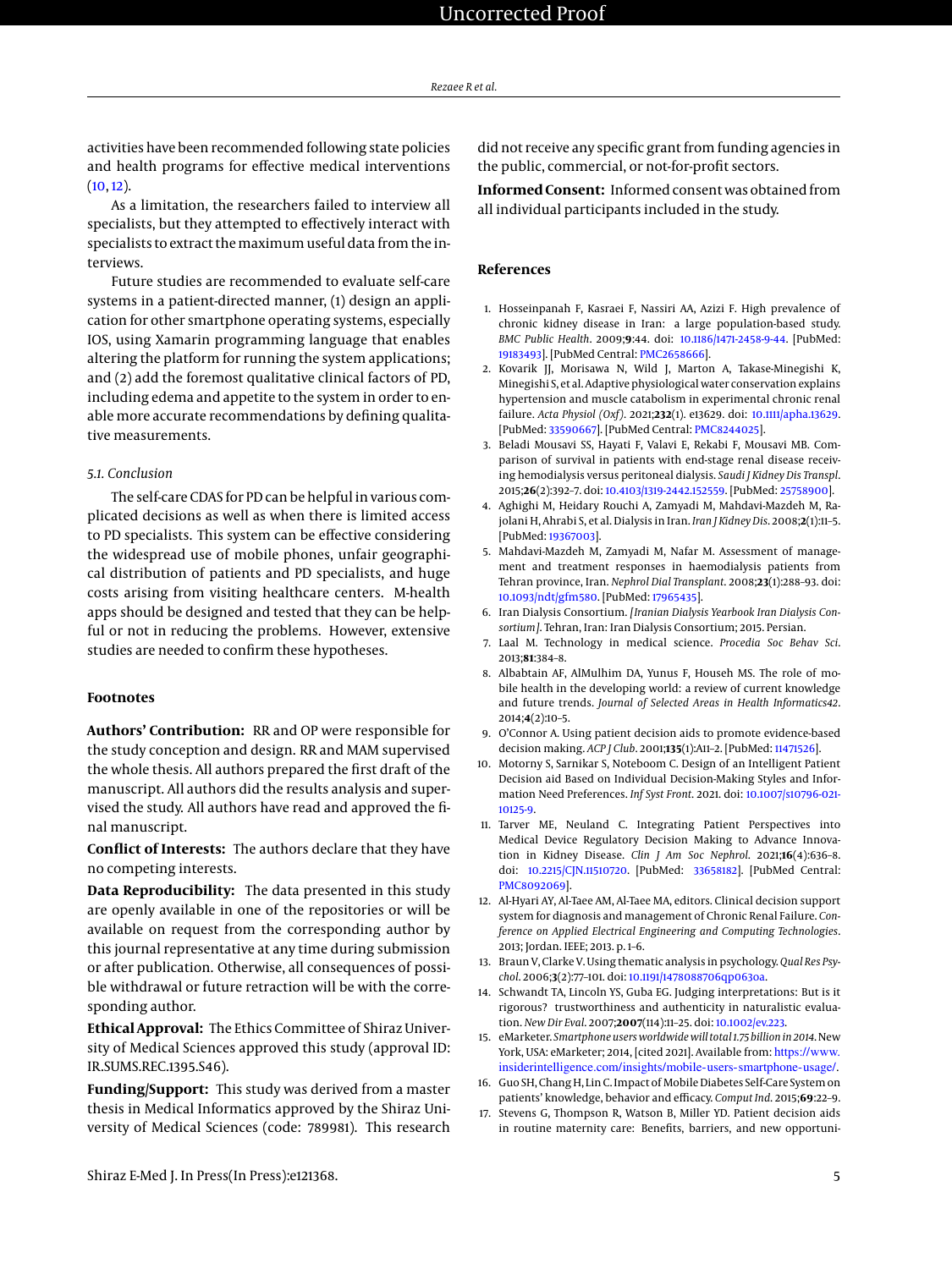activities have been recommended following state policies and health programs for effective medical interventions (10, 12).

As a limitation, the researchers failed to interview all specialists, but they attempted to effectively interact with specialists to extract the maximum useful data from the interviews.

Future studies are recommended to evaluate self-care systems in a patient-directed manner, (1) design an application for other smartphone operating systems, especially IOS, using Xamarin programming language that enables altering the platform for running the system applications; and (2) add the foremost qualitative clinical factors of PD, including edema and appetite to the system in order to enable more accurate recommendations by defining qualitative measurements.

### 5.1. Conclusion

The self-care CDAS for PD can be helpful in various complicated decisions as well as when there is limited access to PD specialists. This system can be effective considering the widespread use of mobile phones, unfair geographical distribution of patients and PD specialists, and huge costs arising from visiting healthcare centers. M-health apps should be designed and tested that they can be helpful or not in reducing the problems. However, extensive studies are needed to confirm these hypotheses.

## Footnotes

**Authors' Contribution:** RR and OP were responsible for the study conception and design. RR and MAM supervised the whole thesis. All authors prepared the first draft of the manuscript. All authors did the results analysis and supervised the study. All authors have read and approved the final manuscript.

**Conflict of Interests:** The authors declare that they have no competing interests.

**Data Reproducibility:** The data presented in this study are openly available in one of the repositories or will be available on request from the corresponding author by this journal representative at any time during submission or after publication. Otherwise, all consequences of possible withdrawal or future retraction will be with the corresponding author.

**Ethical Approval:** The Ethics Committee of Shiraz University of Medical Sciences approved this study (approval ID: IR.SUMS.REC.1395.S46).

**Funding/Support:** This study was derived from a master thesis in Medical Informatics approved by the Shiraz University of Medical Sciences (code: 789981). This research did not receive any specific grant from funding agencies in the public, commercial, or not-for-profit sectors.

**Informed Consent:** Informed consent was obtained from all individual participants included in the study.

## References

1. Hosseinpanah F, Kasraei F, Nassiri AA, Azizi F. High prevalence of chronic kidney disease in Iran: a large population-based study. *BMC Public Health*. 2009;**9**:44. doi: 10.1186/1471-2458-9-44. [PubMed: 19183493]. [PubMed Central: PMC2658666].
2. Kovarik JJ, Morisawa N, Wild J, Marton A, Takase-Minegishi K, Minegishi S, et al. Adaptive physiological water conservation explains hypertension and muscle catabolism in experimental chronic renal failure. *Acta Physiol (Oxf)*. 2021;**232**(1). e13629. doi: 10.1111/apha.13629. [PubMed: 33590667]. [PubMed Central: PMC8244025].
3. Beladi Mousavi SS, Hayati F, Valavi E, Rekabi F, Mousavi MB. Comparison of survival in patients with end-stage renal disease receiving hemodialysis versus peritoneal dialysis. *Saudi J Kidney Dis Transpl*. 2015;**26**(2):392–7. doi: 10.4103/1319-2442.152559. [PubMed: 25758900].
4. Aghighi M, Heidary Rouchi A, Zamyadi M, Mahdavi-Mazdeh M, Rajolani H, Ahrabi S, et al. Dialysis in Iran. *Iran J Kidney Dis*. 2008;**2**(1):11–5. [PubMed: 19367003].
5. Mahdavi-Mazdeh M, Zamyadi M, Nafar M. Assessment of management and treatment responses in haemodialysis patients from Tehran province, Iran. *Nephrol Dial Transplant*. 2008;**23**(1):288–93. doi: 10.1093/ndt/gfm580. [PubMed: 17965435].
6. Iran Dialysis Consortium. *[Iranian Dialysis Yearbook Iran Dialysis Consortium]*. Tehran, Iran: Iran Dialysis Consortium; 2015. Persian.
7. Laal M. Technology in medical science. *Procedia Soc Behav Sci*. 2013;**81**:384–8.
8. Albabtain AF, AlMulhim DA, Yunus F, Househ MS. The role of mobile health in the developing world: a review of current knowledge and future trends. *Journal of Selected Areas in Health Informatics42*. 2014;**4**(2):10–5.
9. O'Connor A. Using patient decision aids to promote evidence-based decision making. *ACP J Club*. 2001;**135**(1):A11–2. [PubMed: 11471526].
10. Motorny S, Sarnikar S, Noteboom C. Design of an Intelligent Patient Decision aid Based on Individual Decision-Making Styles and Information Need Preferences. *Inf Syst Front*. 2021. doi: 10.1007/s10796-021-10125-9.
11. Tarver ME, Neuland C. Integrating Patient Perspectives into Medical Device Regulatory Decision Making to Advance Innovation in Kidney Disease. *Clin J Am Soc Nephrol*. 2021;**16**(4):636–8. doi: 10.2215/CJN.11510720. [PubMed: 33658182]. [PubMed Central: PMC8092069].
12. Al-Hyari AY, Al-Taee AM, Al-Taee MA, editors. Clinical decision support system for diagnosis and management of Chronic Renal Failure. *Conference on Applied Electrical Engineering and Computing Technologies*. 2013; Jordan. IEEE; 2013. p. 1–6.
13. Braun V, Clarke V. Using thematic analysis in psychology. *Qual Res Psychol*. 2006;**3**(2):77–101. doi: 10.1191/1478088706qp063oa.
14. Schwandt TA, Lincoln YS, Guba EG. Judging interpretations: But is it rigorous? trustworthiness and authenticity in naturalistic evaluation. *New Dir Eval*. 2007;**2007**(114):11–25. doi: 10.1002/ev.223.
15. eMarketer. *Smartphone users worldwide will total 1.75 billion in 2014*. New York, USA: eMarketer; 2014, [cited 2021]. Available from: https://www.insiderintelligence.com/insights/mobile-users-smartphone-usage/.
16. Guo SH, Chang H, Lin C. Impact of Mobile Diabetes Self-Care System on patients' knowledge, behavior and efficacy. *Comput Ind*. 2015;**69**:22–9.
17. Stevens G, Thompson R, Watson B, Miller YD. Patient decision aids in routine maternity care: Benefits, barriers, and new opportuni-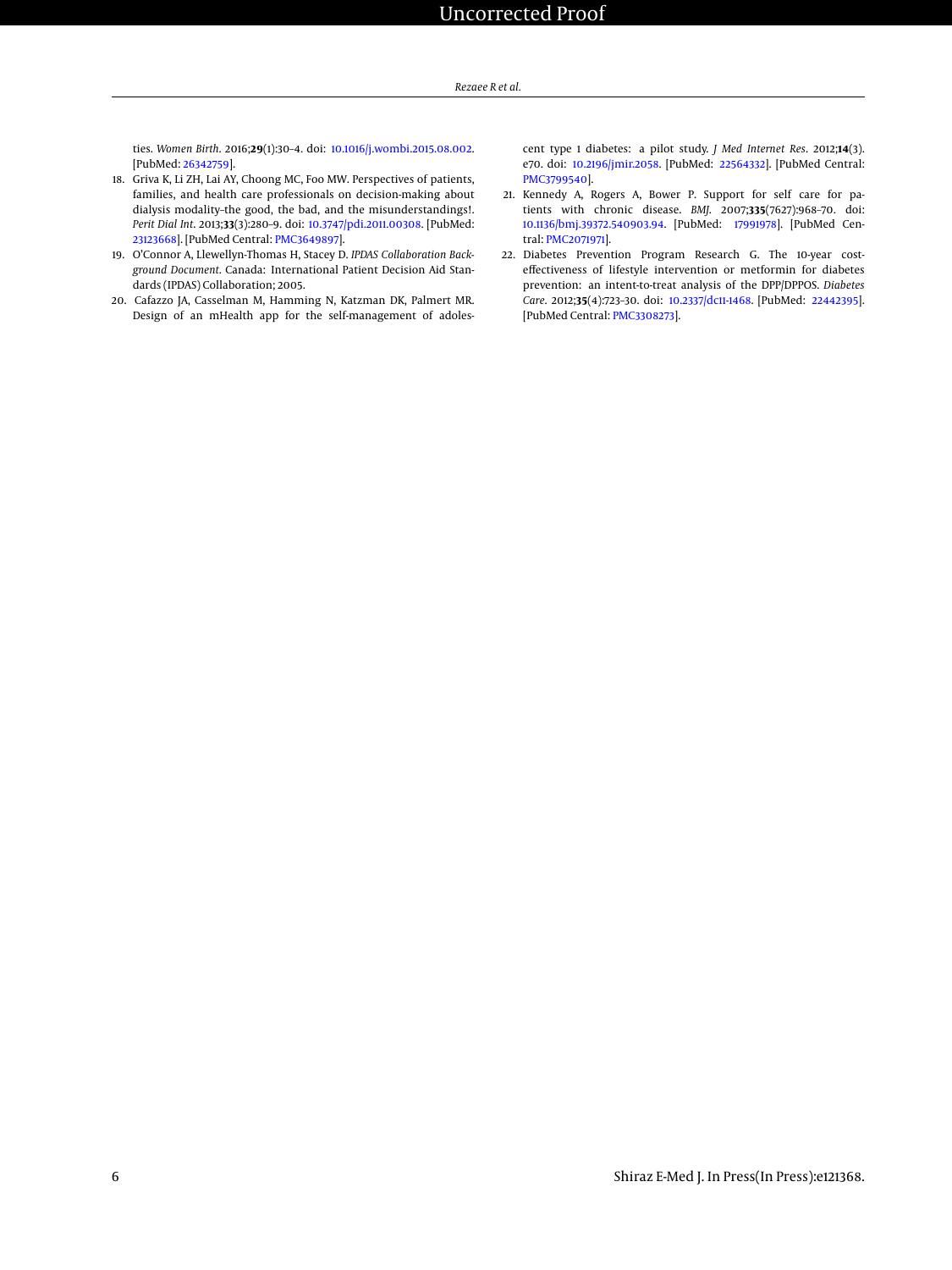ties. *Women Birth*. 2016;**29**(1):30–4. doi: 10.1016/j.wombi.2015.08.002. [PubMed: 26342759].

18. Griva K, Li ZH, Lai AY, Choong MC, Foo MW. Perspectives of patients, families, and health care professionals on decision-making about dialysis modality–the good, the bad, and the misunderstandings!. *Perit Dial Int*. 2013;**33**(3):280–9. doi: 10.3747/pdi.2011.00308. [PubMed: 23123668]. [PubMed Central: PMC3649897].
19. O'Connor A, Llewellyn-Thomas H, Stacey D. *IPDAS Collaboration Background Document*. Canada: International Patient Decision Aid Standards (IPDAS) Collaboration; 2005.
20. Cafazzo JA, Casselman M, Hamming N, Katzman DK, Palmert MR. Design of an mHealth app for the self-management of adolescent type 1 diabetes: a pilot study. *J Med Internet Res*. 2012;**14**(3). e70. doi: 10.2196/jmir.2058. [PubMed: 22564332]. [PubMed Central: PMC3799540].
21. Kennedy A, Rogers A, Bower P. Support for self care for patients with chronic disease. *BMJ*. 2007;**335**(7627):968–70. doi: 10.1136/bmj.39372.540903.94. [PubMed: 17991978]. [PubMed Central: PMC2071971].
22. Diabetes Prevention Program Research G. The 10-year cost-effectiveness of lifestyle intervention or metformin for diabetes prevention: an intent-to-treat analysis of the DPP/DPPOS. *Diabetes Care*. 2012;**35**(4):723–30. doi: 10.2337/dc11-1468. [PubMed: 22442395]. [PubMed Central: PMC3308273].